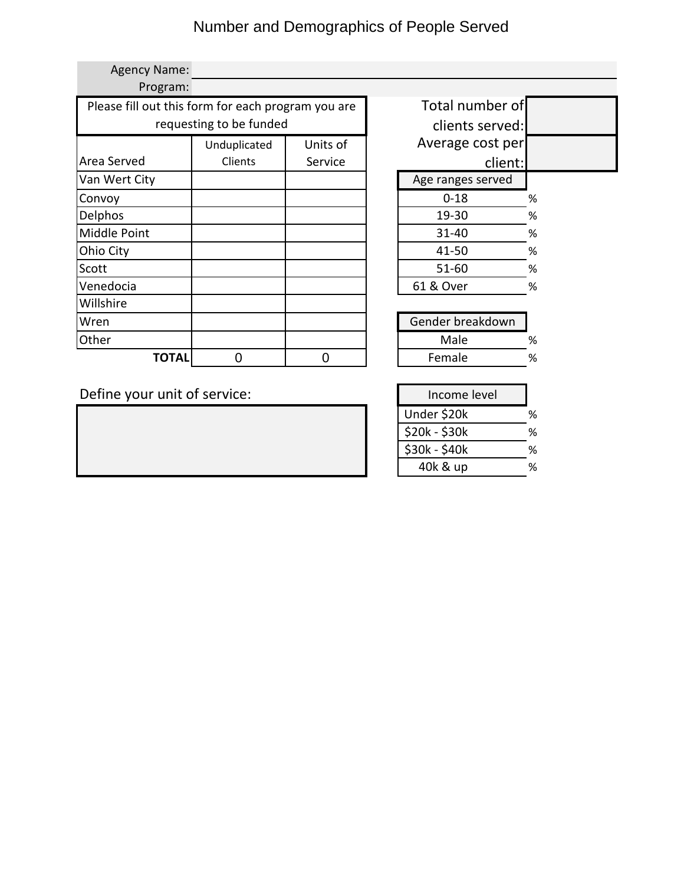# Number and Demographics of People Served

Agency Name:

Program:

Please fill out this form for each program you are requesting to be funded

| Area Served | Unduplicated Clients | Units of Service |
|---|---|---|
| Van Wert City | | |
| Convoy | | |
| Delphos | | |
| Middle Point | | |
| Ohio City | | |
| Scott | | |
| Venedocia | | |
| Willshire | | |
| Wren | | |
| Other | | |
| **TOTAL** | 0 | 0 |

Define your unit of service:

Total number of clients served:

Average cost per client:

| Age ranges served | |
|---|---|
| 0-18 | % |
| 19-30 | % |
| 31-40 | % |
| 41-50 | % |
| 51-60 | % |
| 61 & Over | % |

| Gender breakdown | |
|---|---|
| Male | % |
| Female | % |

| Income level | |
|---|---|
| Under $20k | % |
| $20k - $30k | % |
| $30k - $40k | % |
| 40k & up | % |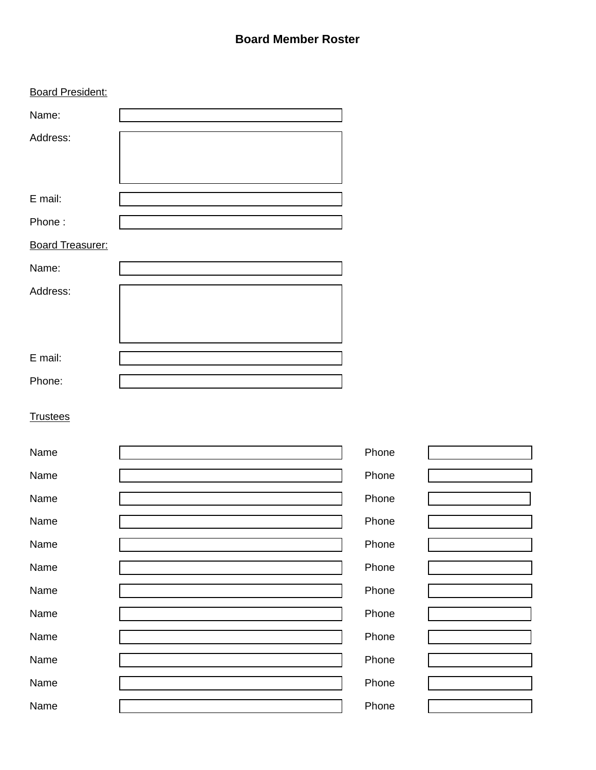# Board Member Roster

<u>Board President:</u>

Name:

Address:

E mail:

Phone :

<u>Board Treasurer:</u>

Name:

Address:

E mail:

Phone:

<u>Trustees</u>

| Name | | Phone | |
|---|---|---|---|
| Name | | Phone | |
| Name | | Phone | |
| Name | | Phone | |
| Name | | Phone | |
| Name | | Phone | |
| Name | | Phone | |
| Name | | Phone | |
| Name | | Phone | |
| Name | | Phone | |
| Name | | Phone | |
| Name | | Phone | |
| Name | | Phone | |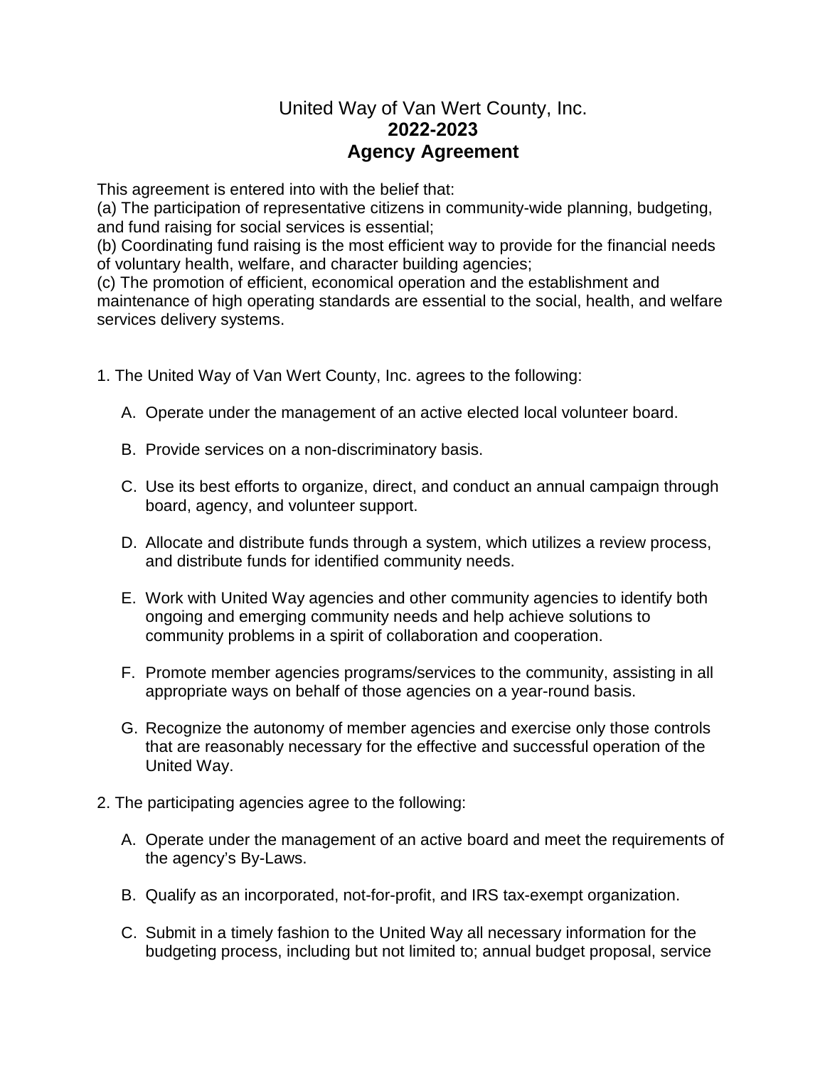# United Way of Van Wert County, Inc.
## 2022-2023
## Agency Agreement

This agreement is entered into with the belief that:
(a) The participation of representative citizens in community-wide planning, budgeting, and fund raising for social services is essential;
(b) Coordinating fund raising is the most efficient way to provide for the financial needs of voluntary health, welfare, and character building agencies;
(c) The promotion of efficient, economical operation and the establishment and maintenance of high operating standards are essential to the social, health, and welfare services delivery systems.

1. The United Way of Van Wert County, Inc. agrees to the following:

   A. Operate under the management of an active elected local volunteer board.

   B. Provide services on a non-discriminatory basis.

   C. Use its best efforts to organize, direct, and conduct an annual campaign through board, agency, and volunteer support.

   D. Allocate and distribute funds through a system, which utilizes a review process, and distribute funds for identified community needs.

   E. Work with United Way agencies and other community agencies to identify both ongoing and emerging community needs and help achieve solutions to community problems in a spirit of collaboration and cooperation.

   F. Promote member agencies programs/services to the community, assisting in all appropriate ways on behalf of those agencies on a year-round basis.

   G. Recognize the autonomy of member agencies and exercise only those controls that are reasonably necessary for the effective and successful operation of the United Way.

2. The participating agencies agree to the following:

   A. Operate under the management of an active board and meet the requirements of the agency's By-Laws.

   B. Qualify as an incorporated, not-for-profit, and IRS tax-exempt organization.

   C. Submit in a timely fashion to the United Way all necessary information for the budgeting process, including but not limited to; annual budget proposal, service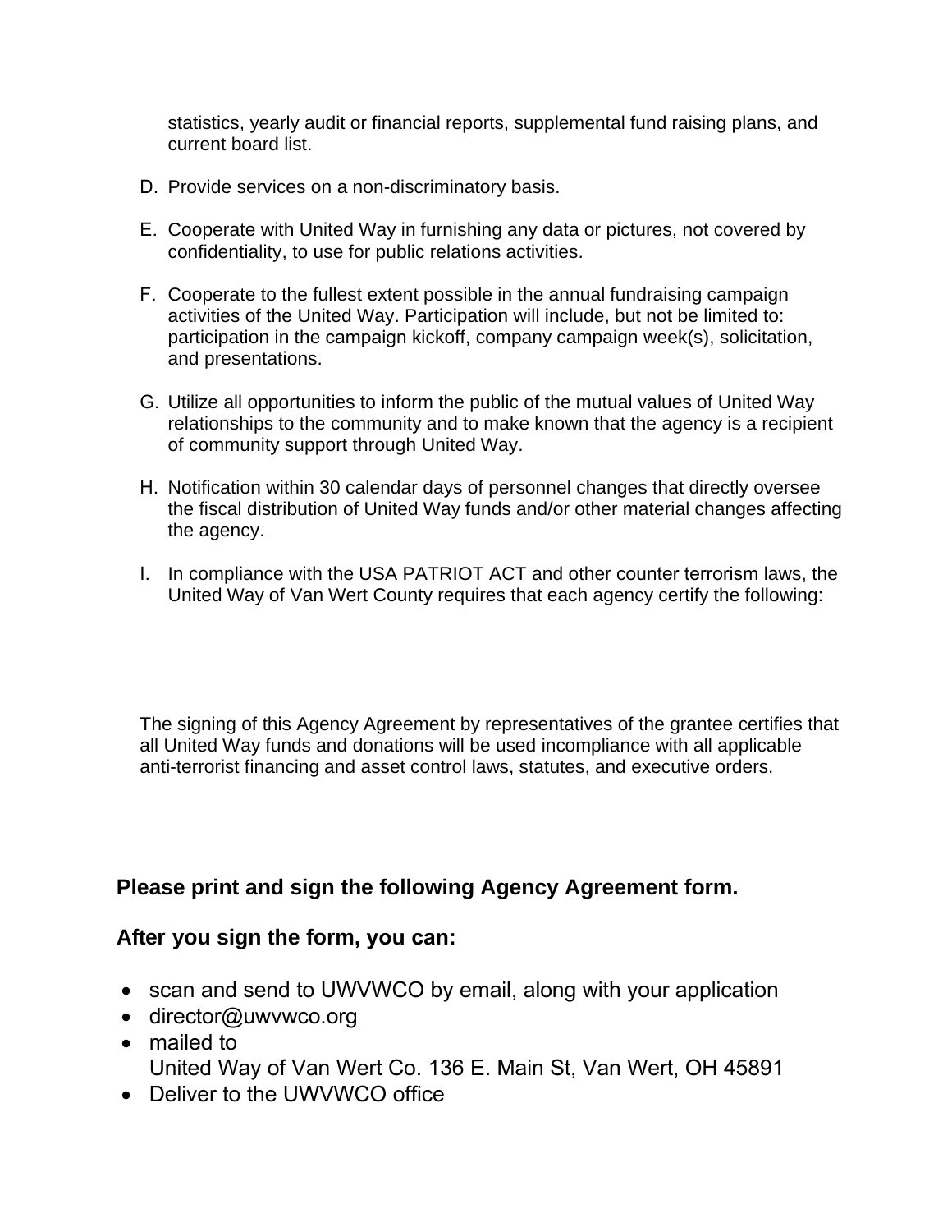statistics, yearly audit or financial reports, supplemental fund raising plans, and current board list.

D. Provide services on a non-discriminatory basis.

E. Cooperate with United Way in furnishing any data or pictures, not covered by confidentiality, to use for public relations activities.

F. Cooperate to the fullest extent possible in the annual fundraising campaign activities of the United Way. Participation will include, but not be limited to: participation in the campaign kickoff, company campaign week(s), solicitation, and presentations.

G. Utilize all opportunities to inform the public of the mutual values of United Way relationships to the community and to make known that the agency is a recipient of community support through United Way.

H. Notification within 30 calendar days of personnel changes that directly oversee the fiscal distribution of United Way funds and/or other material changes affecting the agency.

I. In compliance with the USA PATRIOT ACT and other counter terrorism laws, the United Way of Van Wert County requires that each agency certify the following:

The signing of this Agency Agreement by representatives of the grantee certifies that all United Way funds and donations will be used incompliance with all applicable anti-terrorist financing and asset control laws, statutes, and executive orders.

**Please print and sign the following Agency Agreement form.**

**After you sign the form, you can:**

- scan and send to UWVWCO by email, along with your application
- director@uwvwco.org
- mailed to
  United Way of Van Wert Co. 136 E. Main St, Van Wert, OH 45891
- Deliver to the UWVWCO office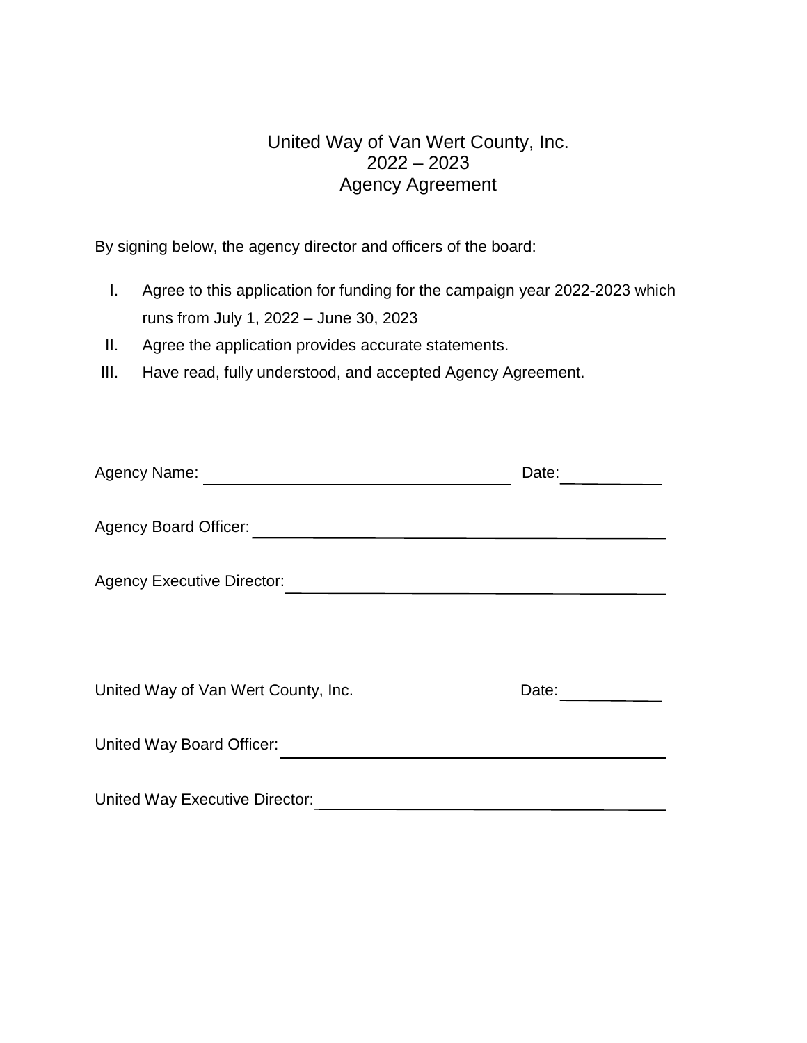# United Way of Van Wert County, Inc.
# 2022 – 2023
# Agency Agreement

By signing below, the agency director and officers of the board:

I. Agree to this application for funding for the campaign year 2022-2023 which runs from July 1, 2022 – June 30, 2023

II. Agree the application provides accurate statements.

III. Have read, fully understood, and accepted Agency Agreement.

Agency Name: ______________________________ Date: __________

Agency Board Officer: ______________________________

Agency Executive Director: ______________________________

United Way of Van Wert County, Inc. Date: __________

United Way Board Officer: ______________________________

United Way Executive Director: ______________________________